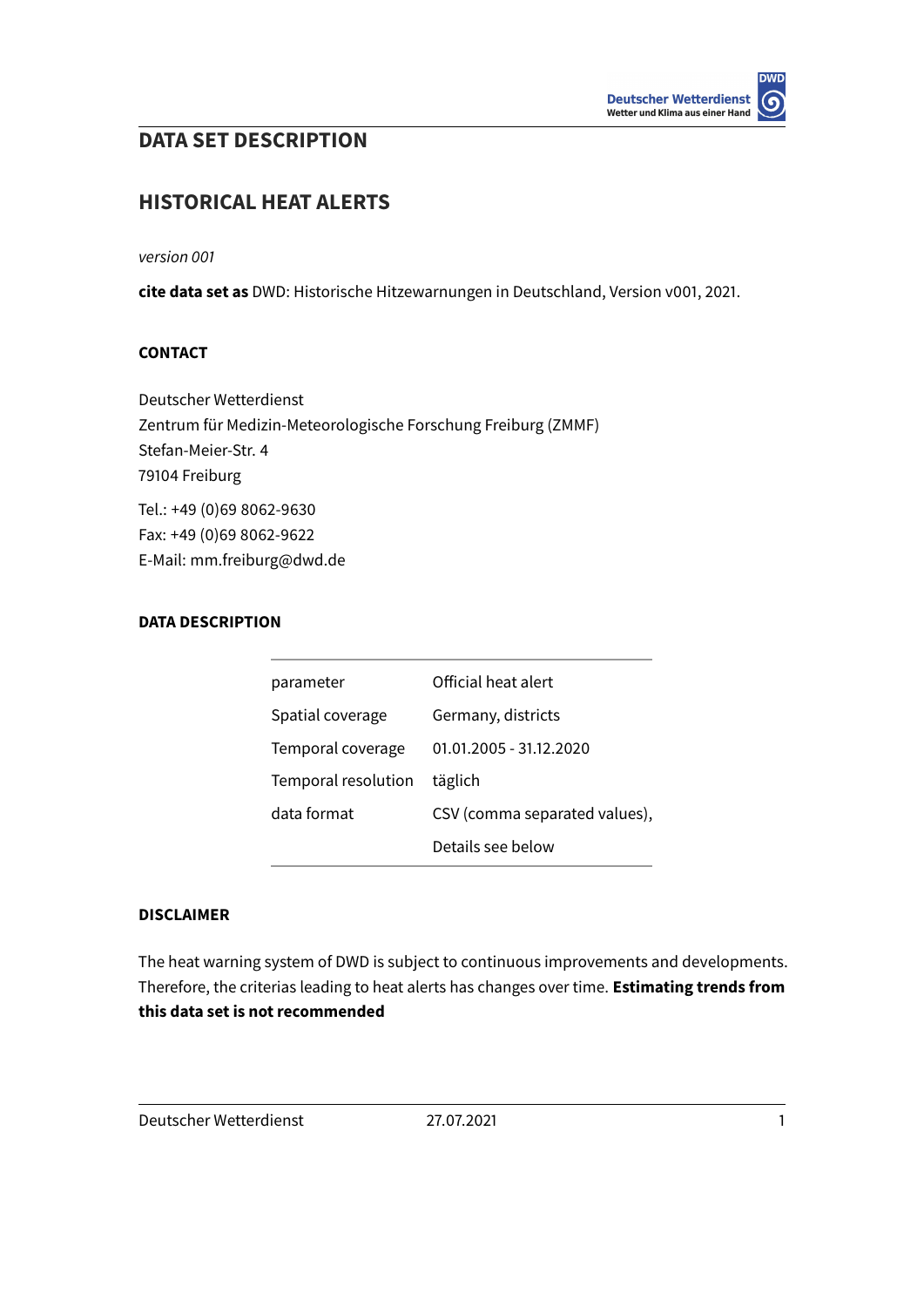# DATA SET DESCRIPTION

## HISTORICAL HEAT ALERTS

*version 001*

**cite data set as** DWD: Historische Hitzewarnungen in Deutschland, Version v001, 2021.

### CONTACT

Deutscher Wetterdienst
Zentrum für Medizin-Meteorologische Forschung Freiburg (ZMMF)
Stefan-Meier-Str. 4
79104 Freiburg

Tel.: +49 (0)69 8062-9630
Fax: +49 (0)69 8062-9622
E-Mail: mm.freiburg@dwd.de

### DATA DESCRIPTION

| | |
|---|---|
| parameter | Official heat alert |
| Spatial coverage | Germany, districts |
| Temporal coverage | 01.01.2005 - 31.12.2020 |
| Temporal resolution | täglich |
| data format | CSV (comma separated values), |
| | Details see below |

### DISCLAIMER

The heat warning system of DWD is subject to continuous improvements and developments. Therefore, the criterias leading to heat alerts has changes over time. **Estimating trends from this data set is not recommended**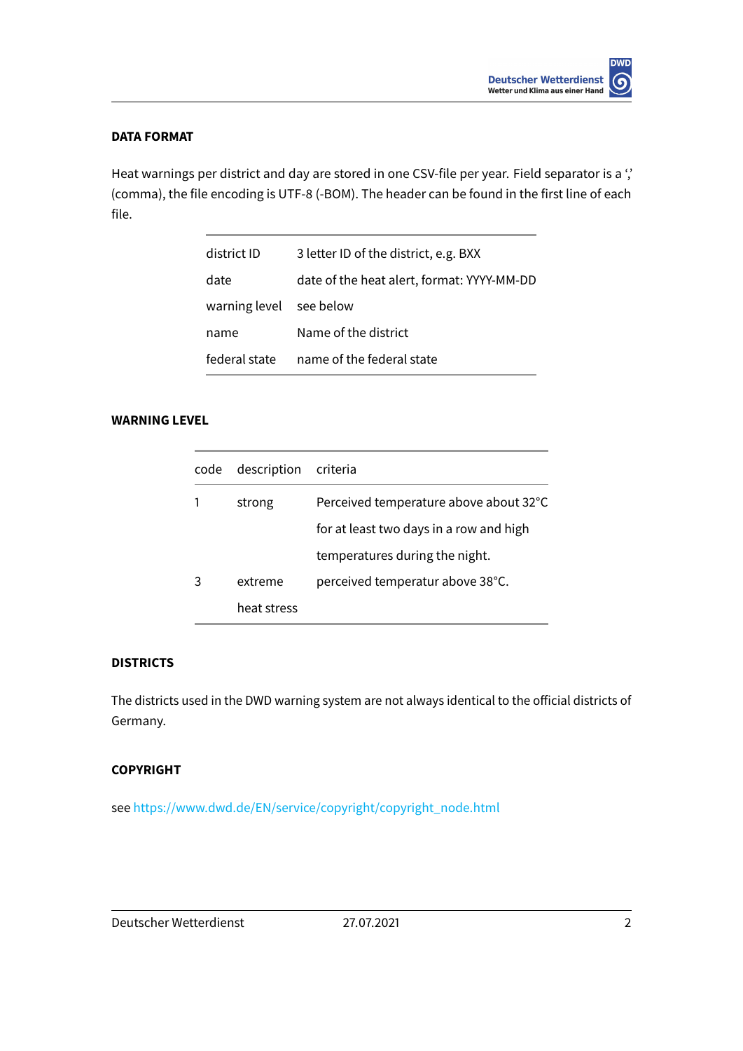## DATA FORMAT

Heat warnings per district and day are stored in one CSV-file per year. Field separator is a ',' (comma), the file encoding is UTF-8 (-BOM). The header can be found in the first line of each file.

| | |
|---|---|
| district ID | 3 letter ID of the district, e.g. BXX |
| date | date of the heat alert, format: YYYY-MM-DD |
| warning level | see below |
| name | Name of the district |
| federal state | name of the federal state |

## WARNING LEVEL

| code | description | criteria |
|---|---|---|
| 1 | strong | Perceived temperature above about 32°C for at least two days in a row and high temperatures during the night. |
| 3 | extreme heat stress | perceived temperatur above 38°C. |

## DISTRICTS

The districts used in the DWD warning system are not always identical to the official districts of Germany.

## COPYRIGHT

see https://www.dwd.de/EN/service/copyright/copyright_node.html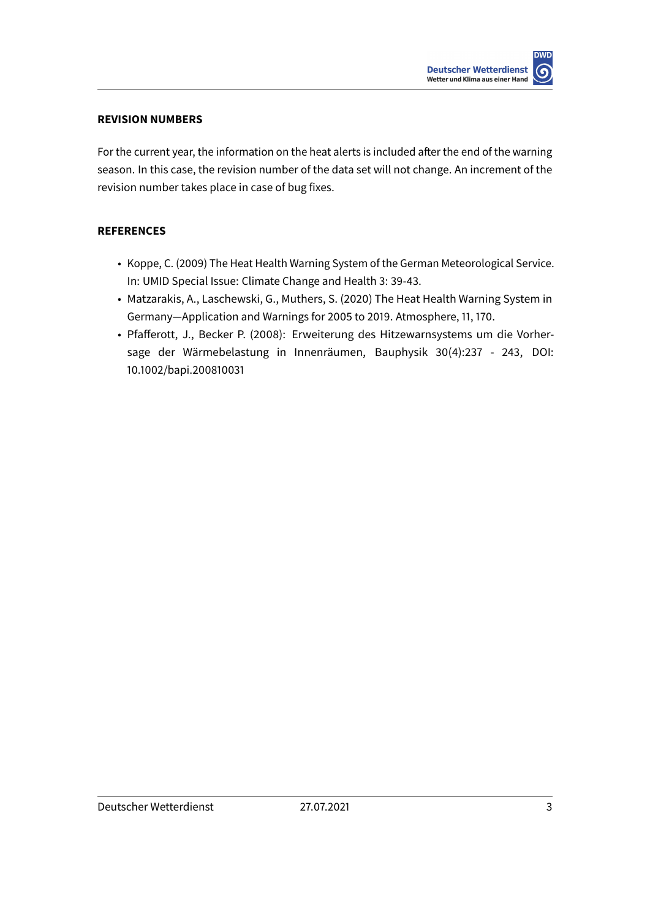## REVISION NUMBERS

For the current year, the information on the heat alerts is included after the end of the warning season. In this case, the revision number of the data set will not change. An increment of the revision number takes place in case of bug fixes.

## REFERENCES

- Koppe, C. (2009) The Heat Health Warning System of the German Meteorological Service. In: UMID Special Issue: Climate Change and Health 3: 39-43.
- Matzarakis, A., Laschewski, G., Muthers, S. (2020) The Heat Health Warning System in Germany—Application and Warnings for 2005 to 2019. Atmosphere, 11, 170.
- Pfafferott, J., Becker P. (2008): Erweiterung des Hitzewarnsystems um die Vorhersage der Wärmebelastung in Innenräumen, Bauphysik 30(4):237 - 243, DOI: 10.1002/bapi.200810031